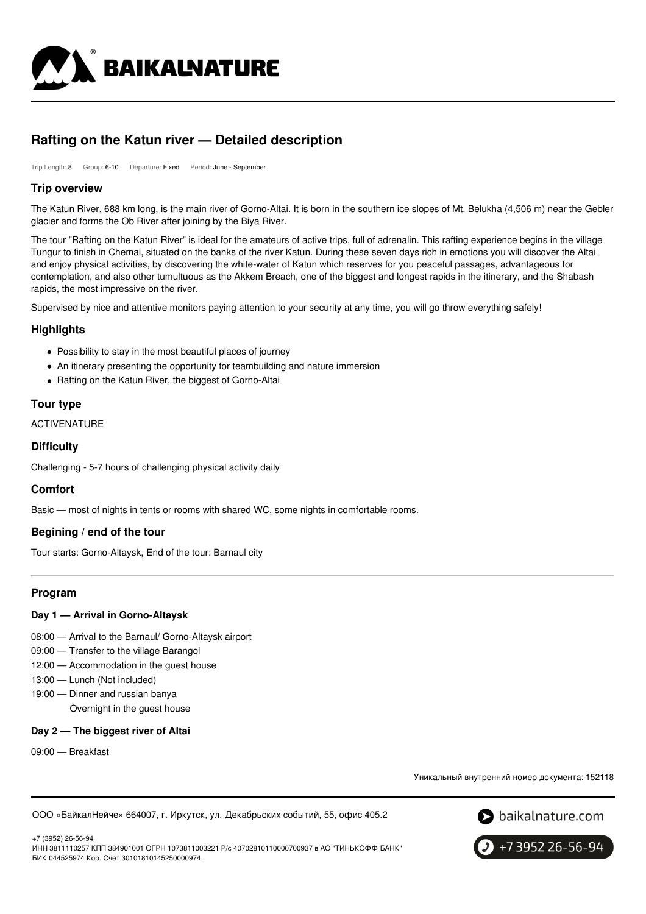# Rafting on the Katun river — Detailed description

Trip Length: 8 Group: 6-10 Departure: Fixed Period: June - September

## Trip overview

The Katun River, 688 km long, is the main river of Gorno-Altai. It is born in the southern ice slopes of Mt. Belukha (4,506 m) near the Gebler glacier and forms the Ob River after joining by the Biya River.

The tour "Rafting on the Katun River" is ideal for the amateurs of active trips, full of adrenalin. This rafting experience begins in the village Tungur to finish in Chemal, situated on the banks of the river Katun. During these seven days rich in emotions you will discover the Altai and enjoy physical activities, by discovering the white-water of Katun which reserves for you peaceful passages, advantageous for contemplation, and also other tumultuous as the Akkem Breach, one of the biggest and longest rapids in the itinerary, and the Shabash rapids, the most impressive on the river.

Supervised by nice and attentive monitors paying attention to your security at any time, you will go throw everything safely!

## Highlights

- Possibility to stay in the most beautiful places of journey
- An itinerary presenting the opportunity for teambuilding and nature immersion
- Rafting on the Katun River, the biggest of Gorno-Altai

## Tour type

ACTIVENATURE

## Difficulty

Challenging - 5-7 hours of challenging physical activity daily

## Comfort

Basic — most of nights in tents or rooms with shared WC, some nights in comfortable rooms.

## Begining / end of the tour

Tour starts: Gorno-Altaysk, End of the tour: Barnaul city

## Program

### Day 1 — Arrival in Gorno-Altaysk

08:00 — Arrival to the Barnaul/ Gorno-Altaysk airport
09:00 — Transfer to the village Barangol
12:00 — Accommodation in the guest house
13:00 — Lunch (Not included)
19:00 — Dinner and russian banya
Overnight in the guest house

### Day 2 — The biggest river of Altai

09:00 — Breakfast

Уникальный внутренний номер документа: 152118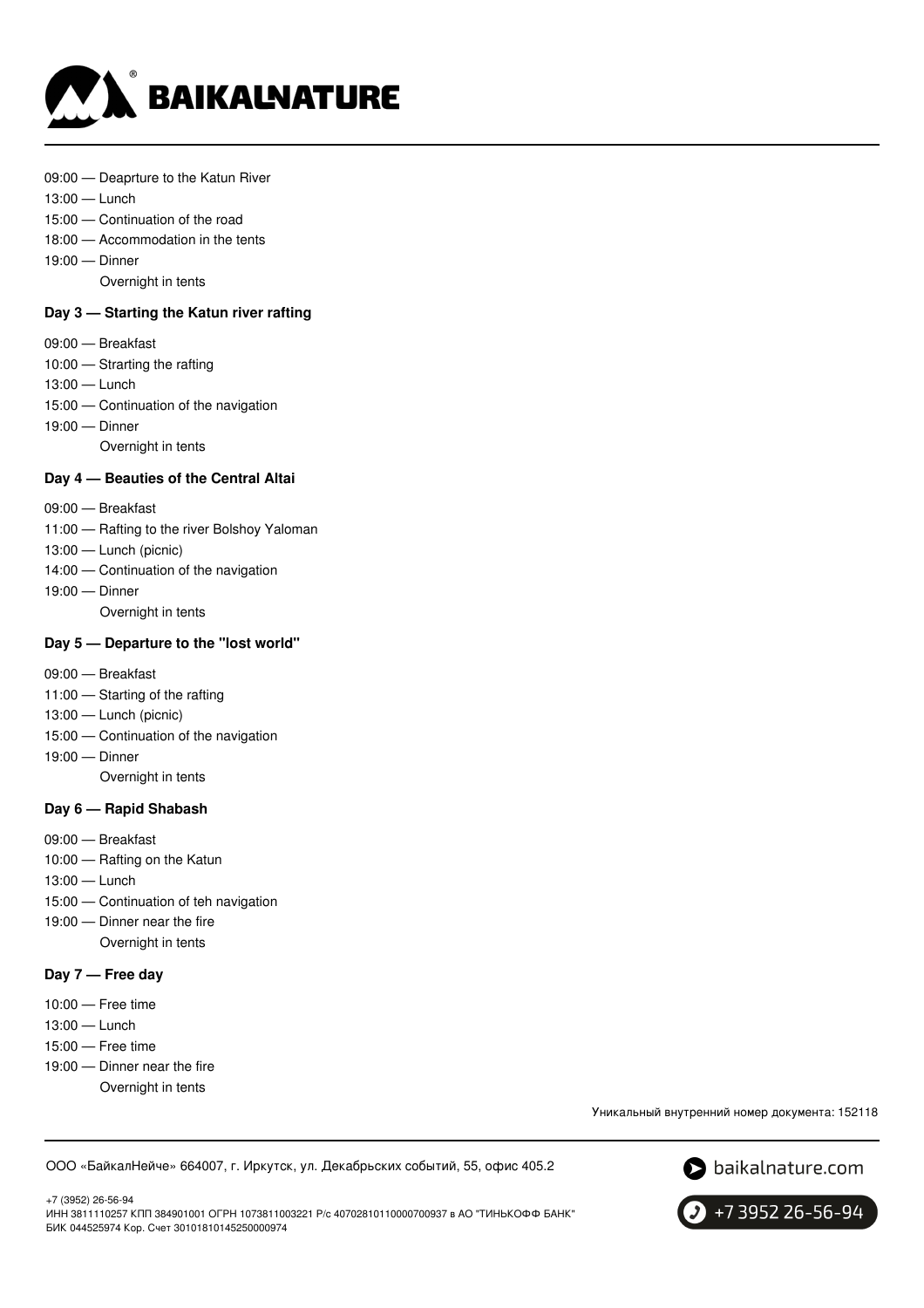09:00 — Deaprture to the Katun River
13:00 — Lunch
15:00 — Continuation of the road
18:00 — Accommodation in the tents
19:00 — Dinner
Overnight in tents

### Day 3 — Starting the Katun river rafting

09:00 — Breakfast
10:00 — Strarting the rafting
13:00 — Lunch
15:00 — Continuation of the navigation
19:00 — Dinner
Overnight in tents

### Day 4 — Beauties of the Central Altai

09:00 — Breakfast
11:00 — Rafting to the river Bolshoy Yaloman
13:00 — Lunch (picnic)
14:00 — Continuation of the navigation
19:00 — Dinner
Overnight in tents

### Day 5 — Departure to the "lost world"

09:00 — Breakfast
11:00 — Starting of the rafting
13:00 — Lunch (picnic)
15:00 — Continuation of the navigation
19:00 — Dinner
Overnight in tents

### Day 6 — Rapid Shabash

09:00 — Breakfast
10:00 — Rafting on the Katun
13:00 — Lunch
15:00 — Continuation of teh navigation
19:00 — Dinner near the fire
Overnight in tents

### Day 7 — Free day

10:00 — Free time
13:00 — Lunch
15:00 — Free time
19:00 — Dinner near the fire
Overnight in tents

Уникальный внутренний номер документа: 152118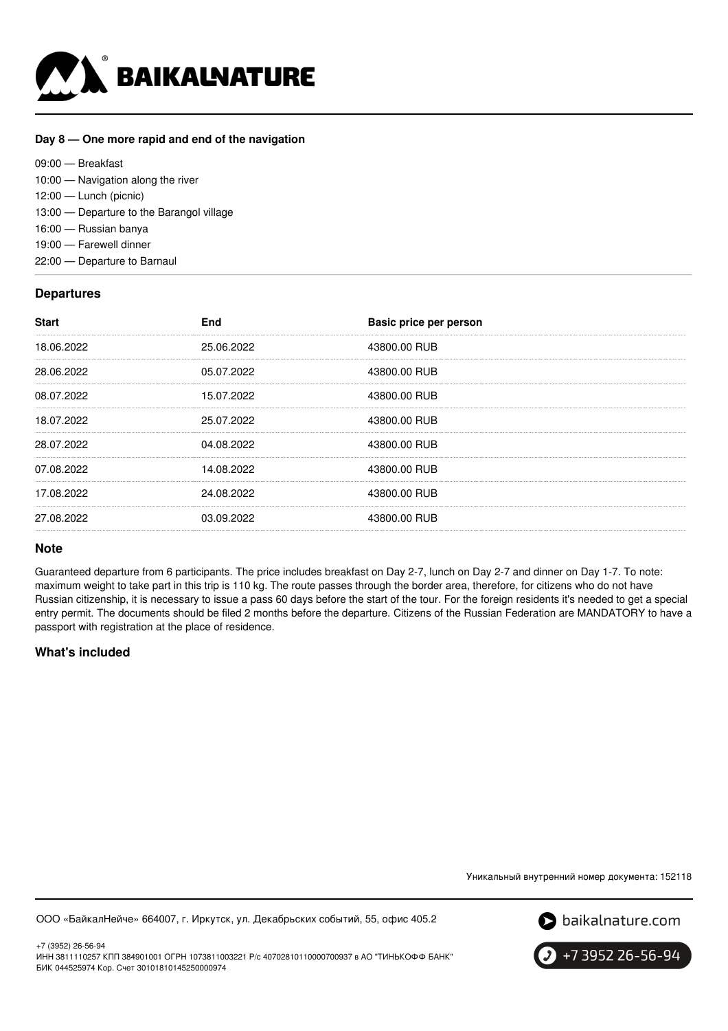**Day 8 — One more rapid and end of the navigation**

09:00 — Breakfast
10:00 — Navigation along the river
12:00 — Lunch (picnic)
13:00 — Departure to the Barangol village
16:00 — Russian banya
19:00 — Farewell dinner
22:00 — Departure to Barnaul

### Departures

| Start | End | Basic price per person |
| --- | --- | --- |
| 18.06.2022 | 25.06.2022 | 43800.00 RUB |
| 28.06.2022 | 05.07.2022 | 43800.00 RUB |
| 08.07.2022 | 15.07.2022 | 43800.00 RUB |
| 18.07.2022 | 25.07.2022 | 43800.00 RUB |
| 28.07.2022 | 04.08.2022 | 43800.00 RUB |
| 07.08.2022 | 14.08.2022 | 43800.00 RUB |
| 17.08.2022 | 24.08.2022 | 43800.00 RUB |
| 27.08.2022 | 03.09.2022 | 43800.00 RUB |

### Note

Guaranteed departure from 6 participants. The price includes breakfast on Day 2-7, lunch on Day 2-7 and dinner on Day 1-7. To note: maximum weight to take part in this trip is 110 kg. The route passes through the border area, therefore, for citizens who do not have Russian citizenship, it is necessary to issue a pass 60 days before the start of the tour. For the foreign residents it's needed to get a special entry permit. The documents should be filed 2 months before the departure. Citizens of the Russian Federation are MANDATORY to have a passport with registration at the place of residence.

### What's included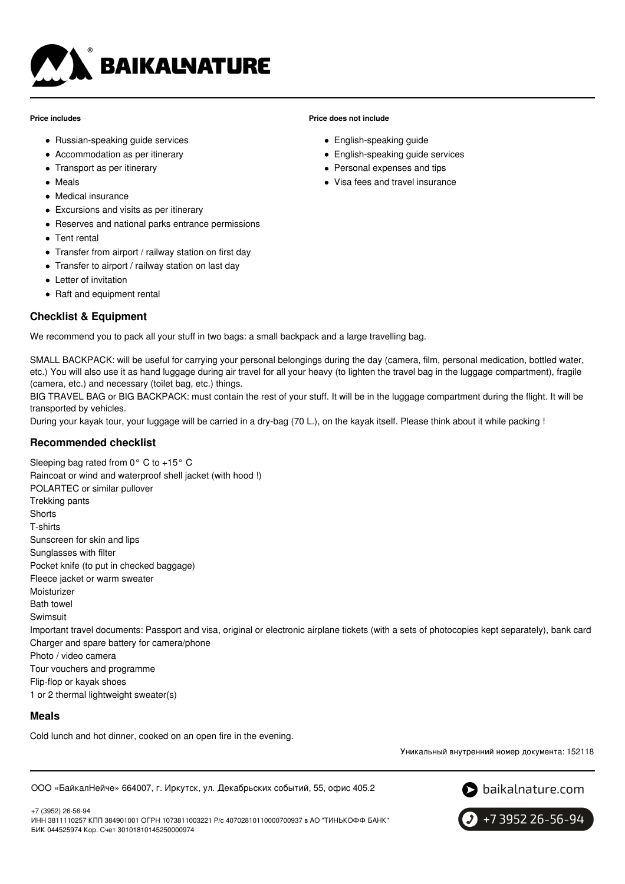**Price includes**

- Russian-speaking guide services
- Accommodation as per itinerary
- Transport as per itinerary
- Meals
- Medical insurance
- Excursions and visits as per itinerary
- Reserves and national parks entrance permissions
- Tent rental
- Transfer from airport / railway station on first day
- Transfer to airport / railway station on last day
- Letter of invitation
- Raft and equipment rental

**Price does not include**

- English-speaking guide
- English-speaking guide services
- Personal expenses and tips
- Visa fees and travel insurance

## Checklist & Equipment

We recommend you to pack all your stuff in two bags: a small backpack and a large travelling bag.

SMALL BACKPACK: will be useful for carrying your personal belongings during the day (camera, film, personal medication, bottled water, etc.) You will also use it as hand luggage during air travel for all your heavy (to lighten the travel bag in the luggage compartment), fragile (camera, etc.) and necessary (toilet bag, etc.) things.
BIG TRAVEL BAG or BIG BACKPACK: must contain the rest of your stuff. It will be in the luggage compartment during the flight. It will be transported by vehicles.
During your kayak tour, your luggage will be carried in a dry-bag (70 L.), on the kayak itself. Please think about it while packing !

## Recommended checklist

Sleeping bag rated from 0° C to +15° C
Raincoat or wind and waterproof shell jacket (with hood !)
POLARTEC or similar pullover
Trekking pants
Shorts
T-shirts
Sunscreen for skin and lips
Sunglasses with filter
Pocket knife (to put in checked baggage)
Fleece jacket or warm sweater
Moisturizer
Bath towel
Swimsuit
Important travel documents: Passport and visa, original or electronic airplane tickets (with a sets of photocopies kept separately), bank card
Charger and spare battery for camera/phone
Photo / video camera
Tour vouchers and programme
Flip-flop or kayak shoes
1 or 2 thermal lightweight sweater(s)

## Meals

Cold lunch and hot dinner, cooked on an open fire in the evening.

Уникальный внутренний номер документа: 152118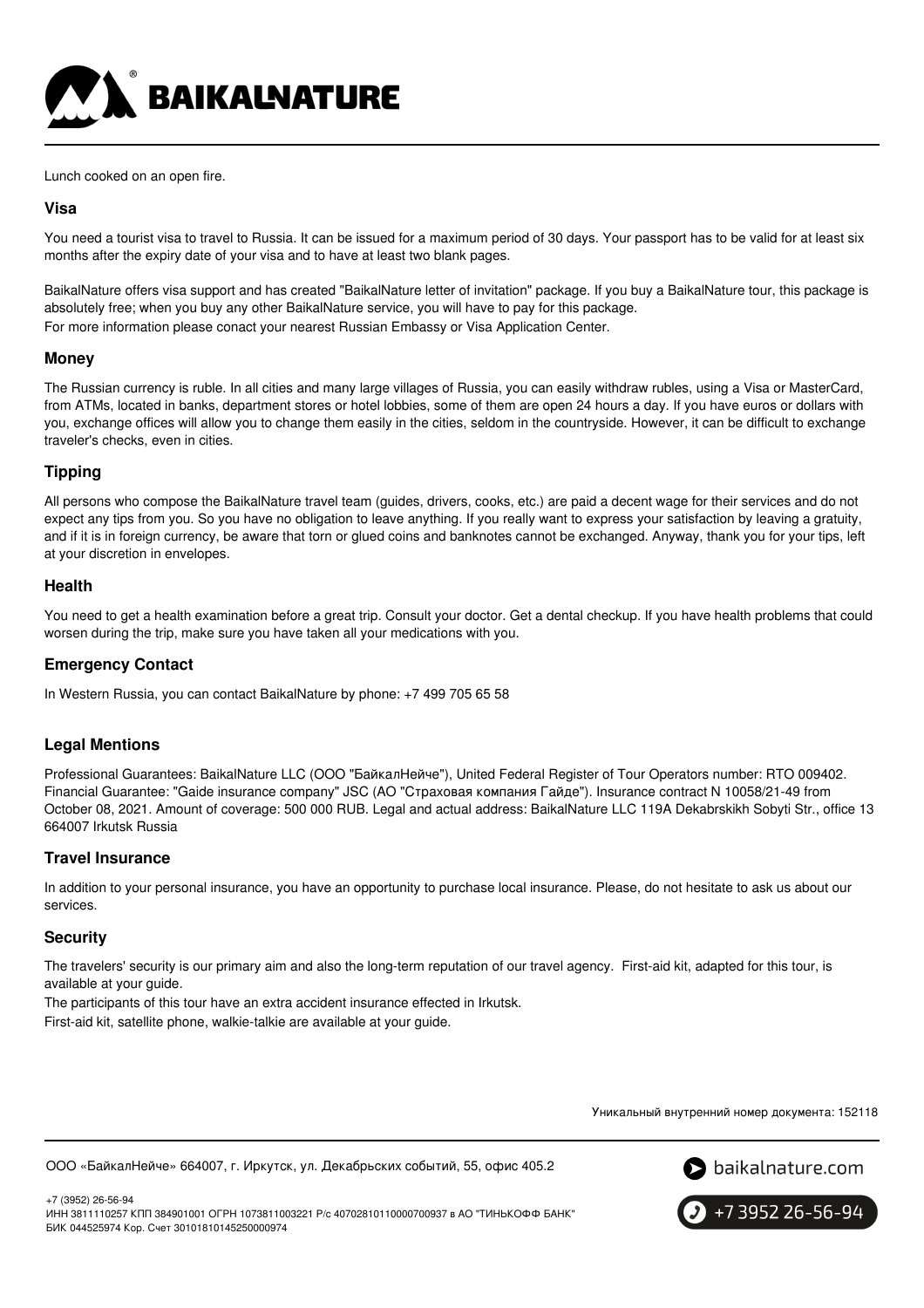Lunch cooked on an open fire.

### Visa

You need a tourist visa to travel to Russia. It can be issued for a maximum period of 30 days. Your passport has to be valid for at least six months after the expiry date of your visa and to have at least two blank pages.

BaikalNature offers visa support and has created "BaikalNature letter of invitation" package. If you buy a BaikalNature tour, this package is absolutely free; when you buy any other BaikalNature service, you will have to pay for this package.
For more information please conact your nearest Russian Embassy or Visa Application Center.

### Money

The Russian currency is ruble. In all cities and many large villages of Russia, you can easily withdraw rubles, using a Visa or MasterCard, from ATMs, located in banks, department stores or hotel lobbies, some of them are open 24 hours a day. If you have euros or dollars with you, exchange offices will allow you to change them easily in the cities, seldom in the countryside. However, it can be difficult to exchange traveler's checks, even in cities.

### Tipping

All persons who compose the BaikalNature travel team (guides, drivers, cooks, etc.) are paid a decent wage for their services and do not expect any tips from you. So you have no obligation to leave anything. If you really want to express your satisfaction by leaving a gratuity, and if it is in foreign currency, be aware that torn or glued coins and banknotes cannot be exchanged. Anyway, thank you for your tips, left at your discretion in envelopes.

### Health

You need to get a health examination before a great trip. Consult your doctor. Get a dental checkup. If you have health problems that could worsen during the trip, make sure you have taken all your medications with you.

### Emergency Contact

In Western Russia, you can contact BaikalNature by phone: +7 499 705 65 58

### Legal Mentions

Professional Guarantees: BaikalNature LLC (ООО "БайкалНейче"), United Federal Register of Tour Operators number: RTO 009402. Financial Guarantee: "Gaide insurance company" JSC (АО "Страховая компания Гайде"). Insurance contract N 10058/21-49 from October 08, 2021. Amount of coverage: 500 000 RUB. Legal and actual address: BaikalNature LLC 119A Dekabrskikh Sobyti Str., office 13 664007 Irkutsk Russia

### Travel Insurance

In addition to your personal insurance, you have an opportunity to purchase local insurance. Please, do not hesitate to ask us about our services.

### Security

The travelers' security is our primary aim and also the long-term reputation of our travel agency. First-aid kit, adapted for this tour, is available at your guide.
The participants of this tour have an extra accident insurance effected in Irkutsk.
First-aid kit, satellite phone, walkie-talkie are available at your guide.

Уникальный внутренний номер документа: 152118